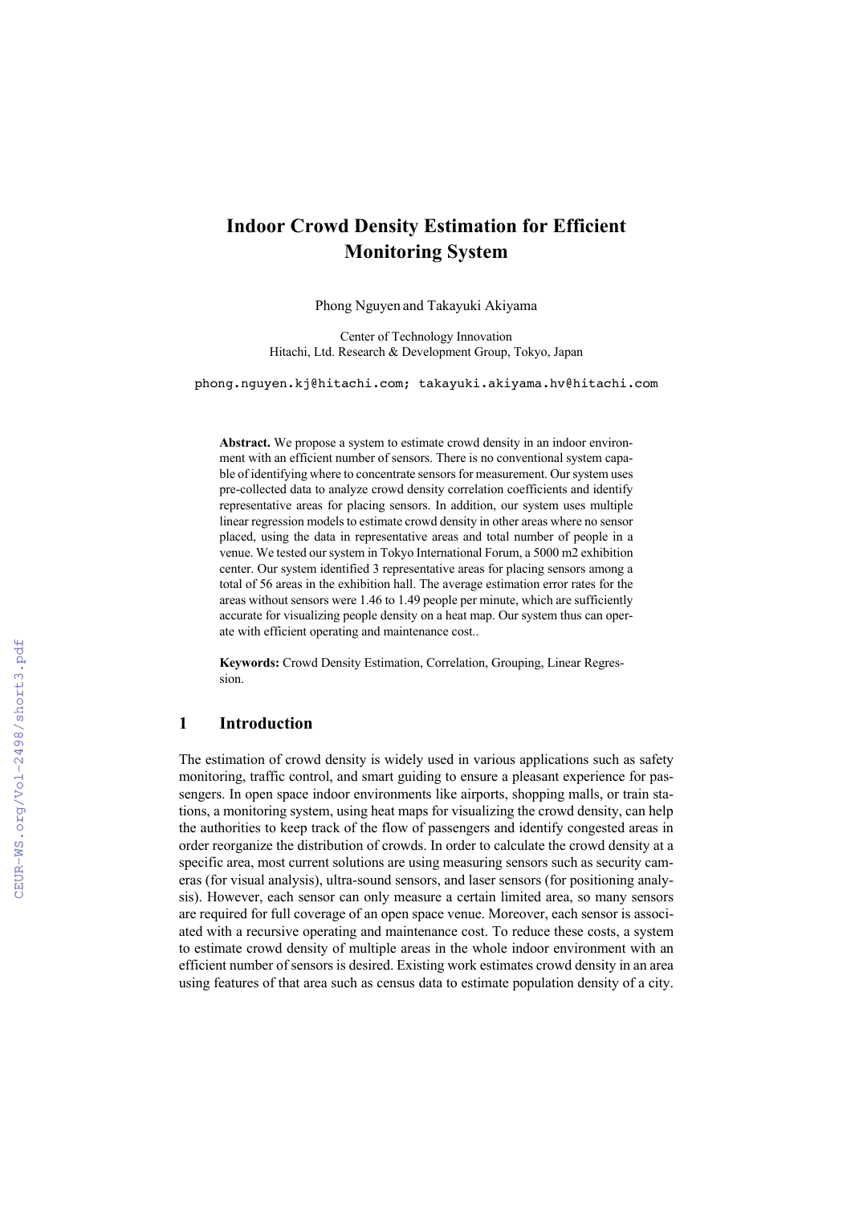# Indoor Crowd Density Estimation for Efficient Monitoring System

Phong Nguyen and Takayuki Akiyama

Center of Technology Innovation
Hitachi, Ltd. Research & Development Group, Tokyo, Japan

phong.nguyen.kj@hitachi.com; takayuki.akiyama.hv@hitachi.com

**Abstract.** We propose a system to estimate crowd density in an indoor environment with an efficient number of sensors. There is no conventional system capable of identifying where to concentrate sensors for measurement. Our system uses pre-collected data to analyze crowd density correlation coefficients and identify representative areas for placing sensors. In addition, our system uses multiple linear regression models to estimate crowd density in other areas where no sensor placed, using the data in representative areas and total number of people in a venue. We tested our system in Tokyo International Forum, a 5000 m2 exhibition center. Our system identified 3 representative areas for placing sensors among a total of 56 areas in the exhibition hall. The average estimation error rates for the areas without sensors were 1.46 to 1.49 people per minute, which are sufficiently accurate for visualizing people density on a heat map. Our system thus can operate with efficient operating and maintenance cost..

**Keywords:** Crowd Density Estimation, Correlation, Grouping, Linear Regression.

## 1 Introduction

The estimation of crowd density is widely used in various applications such as safety monitoring, traffic control, and smart guiding to ensure a pleasant experience for passengers. In open space indoor environments like airports, shopping malls, or train stations, a monitoring system, using heat maps for visualizing the crowd density, can help the authorities to keep track of the flow of passengers and identify congested areas in order reorganize the distribution of crowds. In order to calculate the crowd density at a specific area, most current solutions are using measuring sensors such as security cameras (for visual analysis), ultra-sound sensors, and laser sensors (for positioning analysis). However, each sensor can only measure a certain limited area, so many sensors are required for full coverage of an open space venue. Moreover, each sensor is associated with a recursive operating and maintenance cost. To reduce these costs, a system to estimate crowd density of multiple areas in the whole indoor environment with an efficient number of sensors is desired. Existing work estimates crowd density in an area using features of that area such as census data to estimate population density of a city.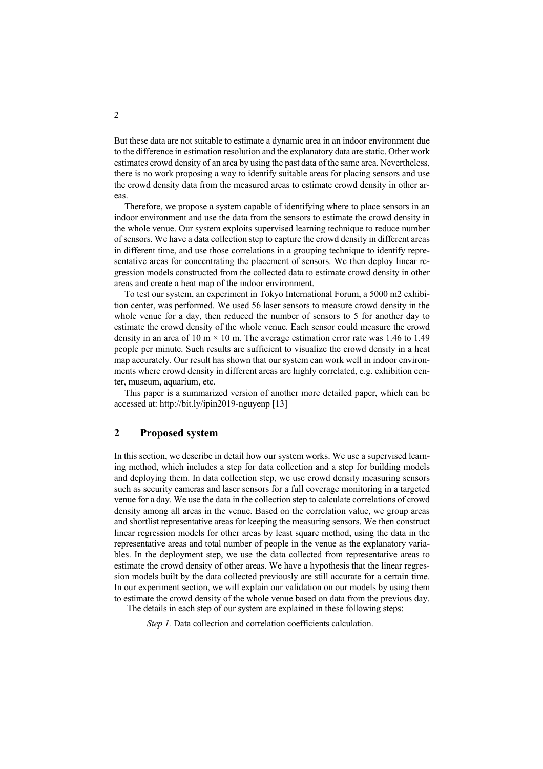But these data are not suitable to estimate a dynamic area in an indoor environment due to the difference in estimation resolution and the explanatory data are static. Other work estimates crowd density of an area by using the past data of the same area. Nevertheless, there is no work proposing a way to identify suitable areas for placing sensors and use the crowd density data from the measured areas to estimate crowd density in other areas.

Therefore, we propose a system capable of identifying where to place sensors in an indoor environment and use the data from the sensors to estimate the crowd density in the whole venue. Our system exploits supervised learning technique to reduce number of sensors. We have a data collection step to capture the crowd density in different areas in different time, and use those correlations in a grouping technique to identify representative areas for concentrating the placement of sensors. We then deploy linear regression models constructed from the collected data to estimate crowd density in other areas and create a heat map of the indoor environment.

To test our system, an experiment in Tokyo International Forum, a 5000 m2 exhibition center, was performed. We used 56 laser sensors to measure crowd density in the whole venue for a day, then reduced the number of sensors to 5 for another day to estimate the crowd density of the whole venue. Each sensor could measure the crowd density in an area of 10 m × 10 m. The average estimation error rate was 1.46 to 1.49 people per minute. Such results are sufficient to visualize the crowd density in a heat map accurately. Our result has shown that our system can work well in indoor environments where crowd density in different areas are highly correlated, e.g. exhibition center, museum, aquarium, etc.

This paper is a summarized version of another more detailed paper, which can be accessed at: http://bit.ly/ipin2019-nguyenp [13]

## 2 Proposed system

In this section, we describe in detail how our system works. We use a supervised learning method, which includes a step for data collection and a step for building models and deploying them. In data collection step, we use crowd density measuring sensors such as security cameras and laser sensors for a full coverage monitoring in a targeted venue for a day. We use the data in the collection step to calculate correlations of crowd density among all areas in the venue. Based on the correlation value, we group areas and shortlist representative areas for keeping the measuring sensors. We then construct linear regression models for other areas by least square method, using the data in the representative areas and total number of people in the venue as the explanatory variables. In the deployment step, we use the data collected from representative areas to estimate the crowd density of other areas. We have a hypothesis that the linear regression models built by the data collected previously are still accurate for a certain time. In our experiment section, we will explain our validation on our models by using them to estimate the crowd density of the whole venue based on data from the previous day.

The details in each step of our system are explained in these following steps:

*Step 1.* Data collection and correlation coefficients calculation.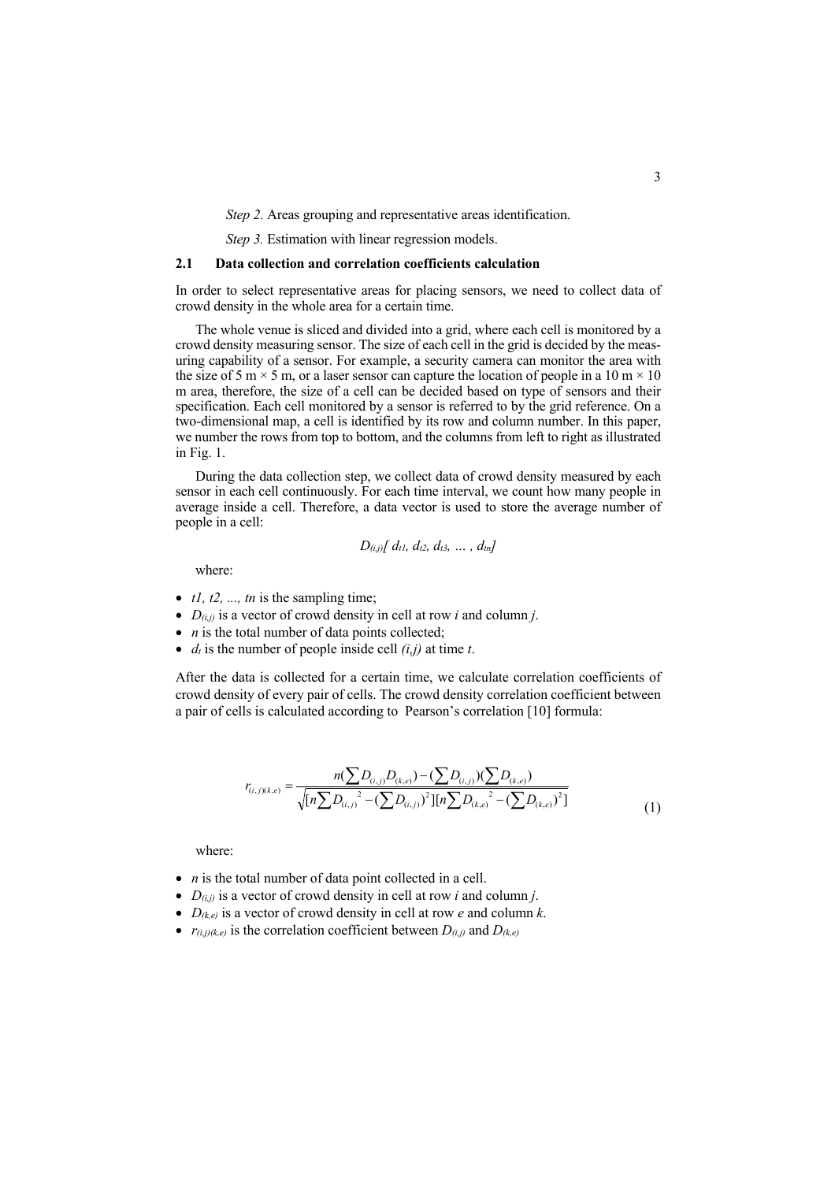*Step 2.* Areas grouping and representative areas identification.

*Step 3.* Estimation with linear regression models.

### 2.1 Data collection and correlation coefficients calculation

In order to select representative areas for placing sensors, we need to collect data of crowd density in the whole area for a certain time.

The whole venue is sliced and divided into a grid, where each cell is monitored by a crowd density measuring sensor. The size of each cell in the grid is decided by the measuring capability of a sensor. For example, a security camera can monitor the area with the size of 5 m × 5 m, or a laser sensor can capture the location of people in a 10 m × 10 m area, therefore, the size of a cell can be decided based on type of sensors and their specification. Each cell monitored by a sensor is referred to by the grid reference. On a two-dimensional map, a cell is identified by its row and column number. In this paper, we number the rows from top to bottom, and the columns from left to right as illustrated in Fig. 1.

During the data collection step, we collect data of crowd density measured by each sensor in each cell continuously. For each time interval, we count how many people in average inside a cell. Therefore, a data vector is used to store the average number of people in a cell:

$$D_{(i,j)}[\ d_{t1}, d_{t2}, d_{t3}, \ \dots\ , d_{tn}]$$

where:

- $t1, t2, \dots, tn$ is the sampling time;
- $D_{(i,j)}$ is a vector of crowd density in cell at row $i$ and column $j$.
- $n$ is the total number of data points collected;
- $d_t$ is the number of people inside cell $(i,j)$ at time $t$.

After the data is collected for a certain time, we calculate correlation coefficients of crowd density of every pair of cells. The crowd density correlation coefficient between a pair of cells is calculated according to Pearson's correlation [10] formula:

$$r_{(i,j)(k,e)} = \frac{n(\sum D_{(i,j)} D_{(k,e)}) - (\sum D_{(i,j)})(\sum D_{(k,e)})}{\sqrt{[n \sum D_{(i,j)}{}^2 - (\sum D_{(i,j)})^2][n \sum D_{(k,e)}{}^2 - (\sum D_{(k,e)})^2]}} \tag{1}$$

where:

- $n$ is the total number of data point collected in a cell.
- $D_{(i,j)}$ is a vector of crowd density in cell at row $i$ and column $j$.
- $D_{(k,e)}$ is a vector of crowd density in cell at row $e$ and column $k$.
- $r_{(i,j)(k,e)}$ is the correlation coefficient between $D_{(i,j)}$ and $D_{(k,e)}$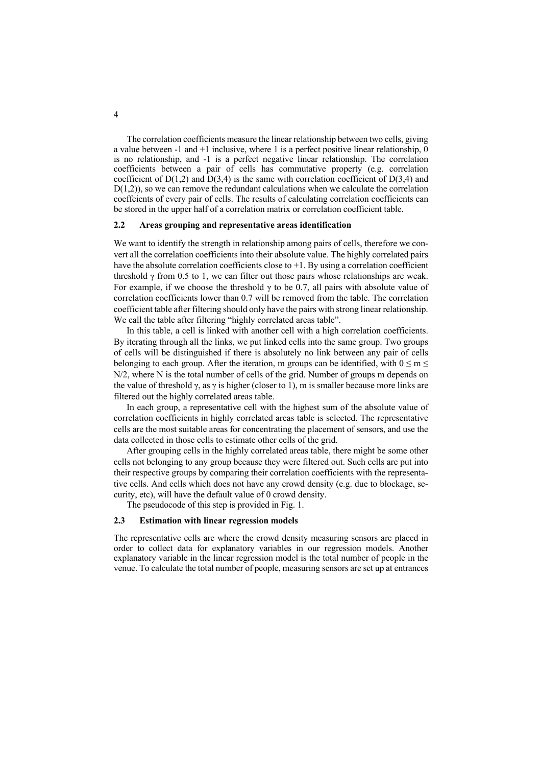The correlation coefficients measure the linear relationship between two cells, giving a value between -1 and +1 inclusive, where 1 is a perfect positive linear relationship, 0 is no relationship, and -1 is a perfect negative linear relationship. The correlation coefficients between a pair of cells has commutative property (e.g. correlation coefficient of D(1,2) and D(3,4) is the same with correlation coefficient of D(3,4) and D(1,2)), so we can remove the redundant calculations when we calculate the correlation coeffcients of every pair of cells. The results of calculating correlation coefficients can be stored in the upper half of a correlation matrix or correlation coefficient table.

### 2.2 Areas grouping and representative areas identification

We want to identify the strength in relationship among pairs of cells, therefore we convert all the correlation coefficients into their absolute value. The highly correlated pairs have the absolute correlation coefficients close to +1. By using a correlation coefficient threshold $\gamma$ from 0.5 to 1, we can filter out those pairs whose relationships are weak. For example, if we choose the threshold $\gamma$ to be 0.7, all pairs with absolute value of correlation coefficients lower than 0.7 will be removed from the table. The correlation coefficient table after filtering should only have the pairs with strong linear relationship. We call the table after filtering "highly correlated areas table".

In this table, a cell is linked with another cell with a high correlation coefficients. By iterating through all the links, we put linked cells into the same group. Two groups of cells will be distinguished if there is absolutely no link between any pair of cells belonging to each group. After the iteration, m groups can be identified, with $0 \leq m \leq N/2$, where N is the total number of cells of the grid. Number of groups m depends on the value of threshold $\gamma$, as $\gamma$ is higher (closer to 1), m is smaller because more links are filtered out the highly correlated areas table.

In each group, a representative cell with the highest sum of the absolute value of correlation coefficients in highly correlated areas table is selected. The representative cells are the most suitable areas for concentrating the placement of sensors, and use the data collected in those cells to estimate other cells of the grid.

After grouping cells in the highly correlated areas table, there might be some other cells not belonging to any group because they were filtered out. Such cells are put into their respective groups by comparing their correlation coefficients with the representative cells. And cells which does not have any crowd density (e.g. due to blockage, security, etc), will have the default value of 0 crowd density.

The pseudocode of this step is provided in Fig. 1.

### 2.3 Estimation with linear regression models

The representative cells are where the crowd density measuring sensors are placed in order to collect data for explanatory variables in our regression models. Another explanatory variable in the linear regression model is the total number of people in the venue. To calculate the total number of people, measuring sensors are set up at entrances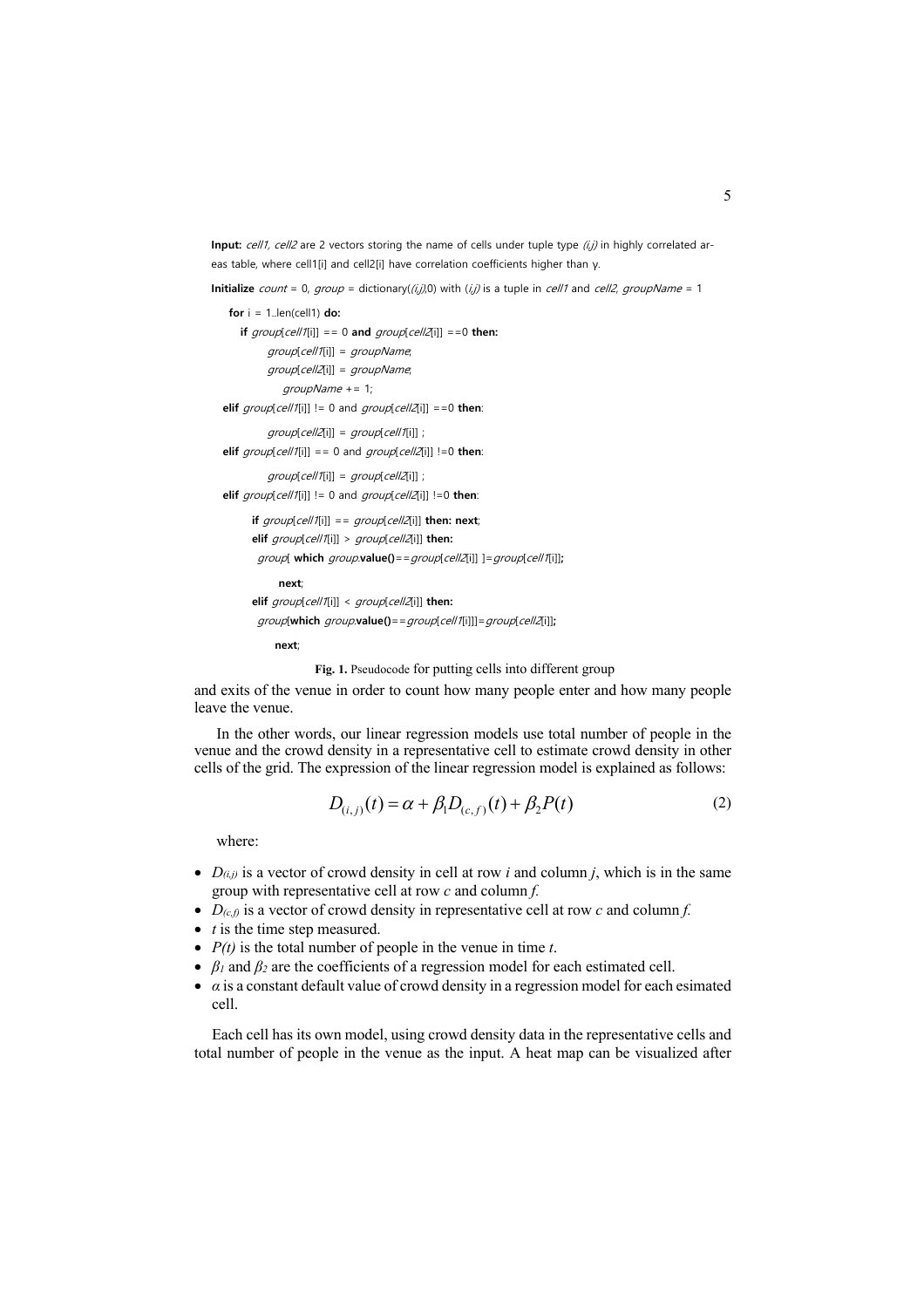```
Input: cell1, cell2 are 2 vectors storing the name of cells under tuple type (i,j) in highly correlated areas table, where cell1[i] and cell2[i] have correlation coefficients higher than γ.

Initialize count = 0, group = dictionary((i,j),0) with (i,j) is a tuple in cell1 and cell2, groupName = 1

   for i = 1..len(cell1) do:
      if group[cell1[i]] == 0 and group[cell2[i]] ==0 then:
            group[cell1[i]] = groupName;
            group[cell2[i]] = groupName;
               groupName += 1;
   elif group[cell1[i]] != 0 and group[cell2[i]] ==0 then:
            group[cell2[i]] = group[cell1[i]] ;
   elif group[cell1[i]] == 0 and group[cell2[i]] !=0 then:
            group[cell1[i]] = group[cell2[i]] ;
   elif group[cell1[i]] != 0 and group[cell2[i]] !=0 then:
         if group[cell1[i]] == group[cell2[i]] then: next;
         elif group[cell1[i]] > group[cell2[i]] then:
          group[ which group.value()==group[cell2[i]] ]=group[cell1[i]];
              next;
         elif group[cell1[i]] < group[cell2[i]] then:
          group[which group.value()==group[cell1[i]]]=group[cell2[i]];
             next;
```

**Fig. 1.** Pseudocode for putting cells into different group

and exits of the venue in order to count how many people enter and how many people leave the venue.

In the other words, our linear regression models use total number of people in the venue and the crowd density in a representative cell to estimate crowd density in other cells of the grid. The expression of the linear regression model is explained as follows:

$$D_{(i,j)}(t) = \alpha + \beta_1 D_{(c,f)}(t) + \beta_2 P(t) \tag{2}$$

where:

- $D_{(i,j)}$ is a vector of crowd density in cell at row $i$ and column $j$, which is in the same group with representative cell at row $c$ and column $f$.
- $D_{(c,f)}$ is a vector of crowd density in representative cell at row $c$ and column $f$.
- $t$ is the time step measured.
- $P(t)$ is the total number of people in the venue in time $t$.
- $\beta_1$ and $\beta_2$ are the coefficients of a regression model for each estimated cell.
- $\alpha$ is a constant default value of crowd density in a regression model for each esimated cell.

Each cell has its own model, using crowd density data in the representative cells and total number of people in the venue as the input. A heat map can be visualized after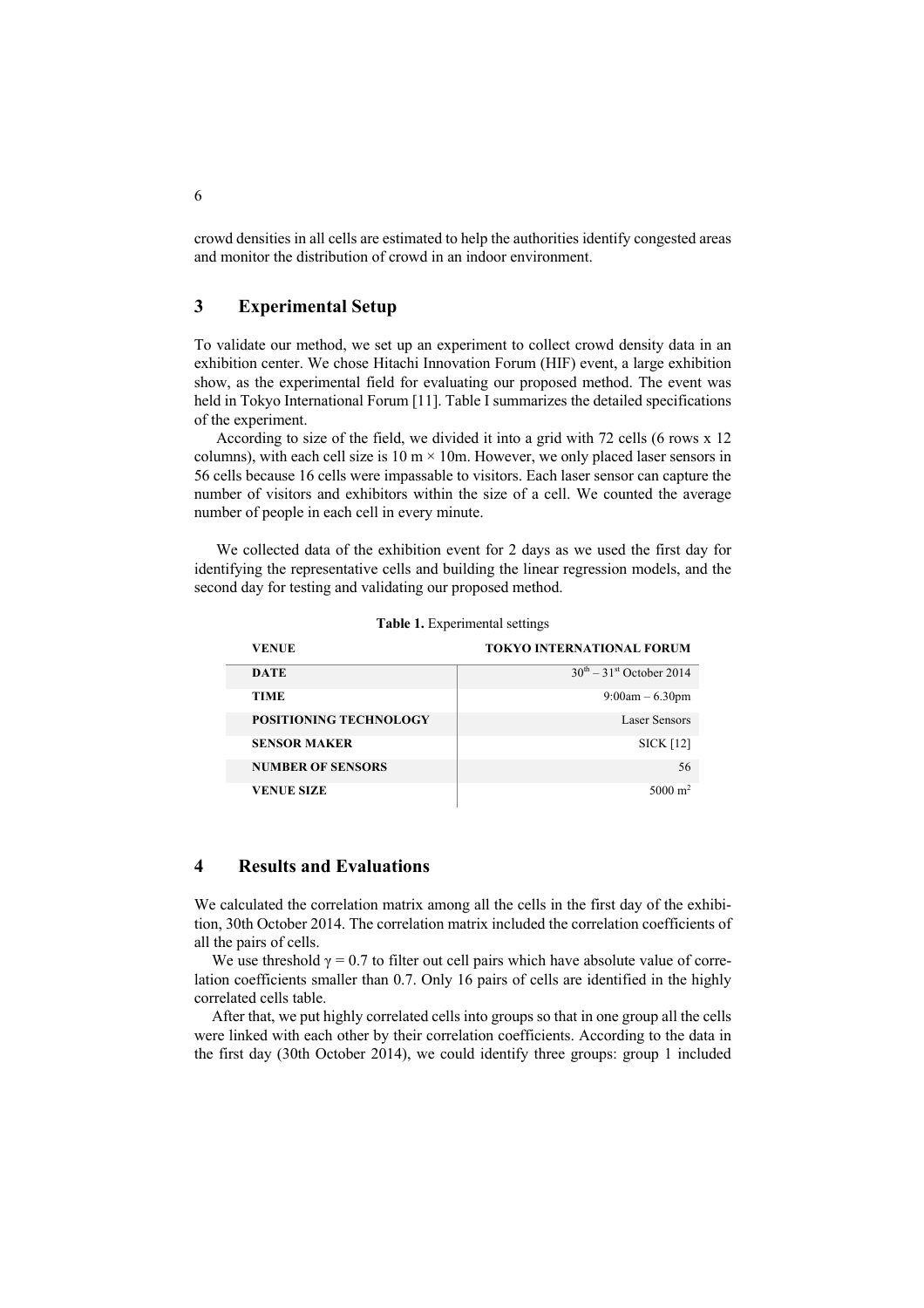crowd densities in all cells are estimated to help the authorities identify congested areas and monitor the distribution of crowd in an indoor environment.

## 3 Experimental Setup

To validate our method, we set up an experiment to collect crowd density data in an exhibition center. We chose Hitachi Innovation Forum (HIF) event, a large exhibition show, as the experimental field for evaluating our proposed method. The event was held in Tokyo International Forum [11]. Table I summarizes the detailed specifications of the experiment.

According to size of the field, we divided it into a grid with 72 cells (6 rows x 12 columns), with each cell size is 10 m × 10m. However, we only placed laser sensors in 56 cells because 16 cells were impassable to visitors. Each laser sensor can capture the number of visitors and exhibitors within the size of a cell. We counted the average number of people in each cell in every minute.

We collected data of the exhibition event for 2 days as we used the first day for identifying the representative cells and building the linear regression models, and the second day for testing and validating our proposed method.

**Table 1.** Experimental settings

| VENUE | TOKYO INTERNATIONAL FORUM |
|---|---|
| DATE | $30^{th}$ – $31^{st}$ October 2014 |
| TIME | 9:00am – 6.30pm |
| POSITIONING TECHNOLOGY | Laser Sensors |
| SENSOR MAKER | SICK [12] |
| NUMBER OF SENSORS | 56 |
| VENUE SIZE | 5000 $m^2$ |

## 4 Results and Evaluations

We calculated the correlation matrix among all the cells in the first day of the exhibition, 30th October 2014. The correlation matrix included the correlation coefficients of all the pairs of cells.

We use threshold $\gamma = 0.7$ to filter out cell pairs which have absolute value of correlation coefficients smaller than 0.7. Only 16 pairs of cells are identified in the highly correlated cells table.

After that, we put highly correlated cells into groups so that in one group all the cells were linked with each other by their correlation coefficients. According to the data in the first day (30th October 2014), we could identify three groups: group 1 included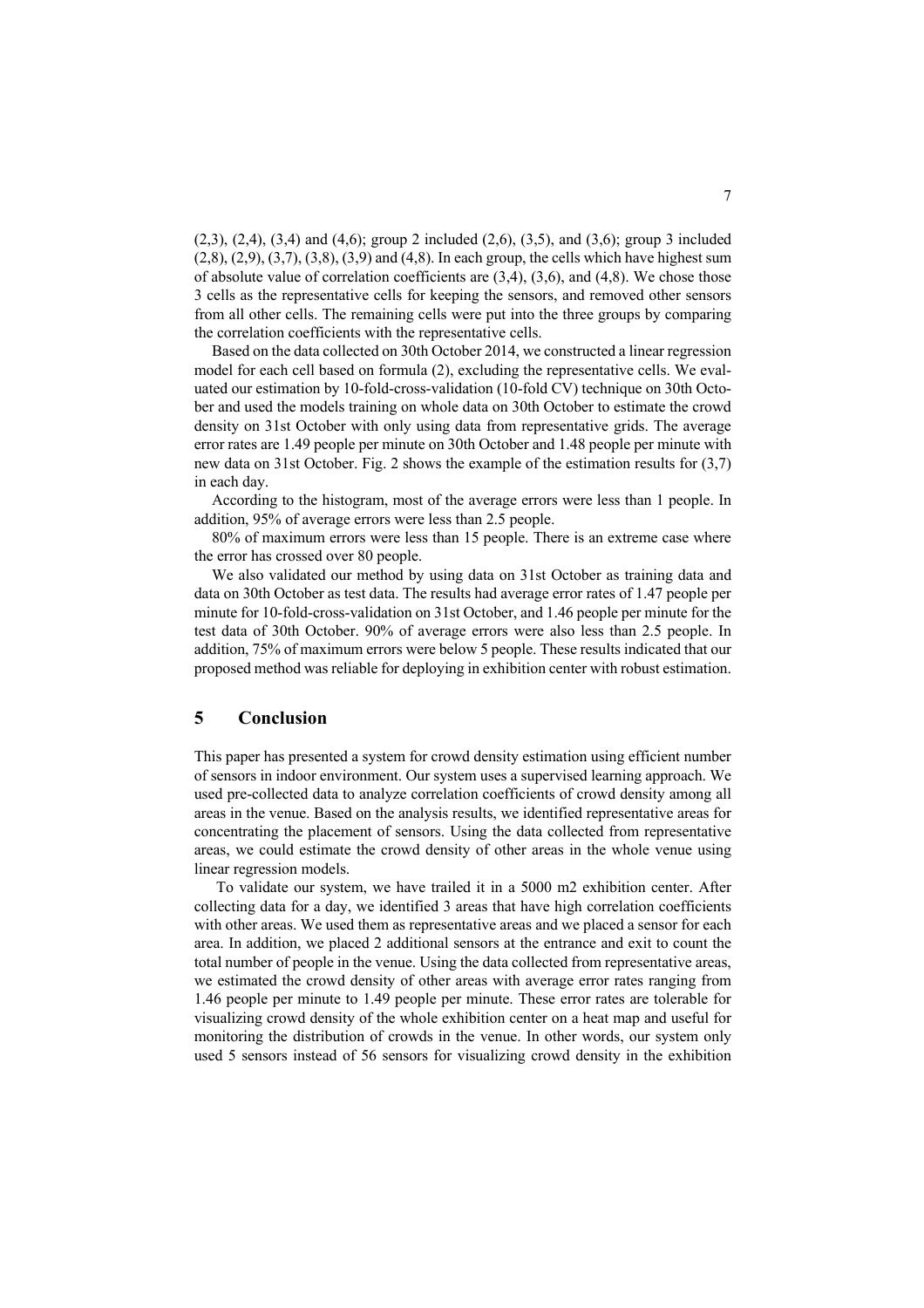(2,3), (2,4), (3,4) and (4,6); group 2 included (2,6), (3,5), and (3,6); group 3 included (2,8), (2,9), (3,7), (3,8), (3,9) and (4,8). In each group, the cells which have highest sum of absolute value of correlation coefficients are (3,4), (3,6), and (4,8). We chose those 3 cells as the representative cells for keeping the sensors, and removed other sensors from all other cells. The remaining cells were put into the three groups by comparing the correlation coefficients with the representative cells.

Based on the data collected on 30th October 2014, we constructed a linear regression model for each cell based on formula (2), excluding the representative cells. We evaluated our estimation by 10-fold-cross-validation (10-fold CV) technique on 30th October and used the models training on whole data on 30th October to estimate the crowd density on 31st October with only using data from representative grids. The average error rates are 1.49 people per minute on 30th October and 1.48 people per minute with new data on 31st October. Fig. 2 shows the example of the estimation results for (3,7) in each day.

According to the histogram, most of the average errors were less than 1 people. In addition, 95% of average errors were less than 2.5 people.

80% of maximum errors were less than 15 people. There is an extreme case where the error has crossed over 80 people.

We also validated our method by using data on 31st October as training data and data on 30th October as test data. The results had average error rates of 1.47 people per minute for 10-fold-cross-validation on 31st October, and 1.46 people per minute for the test data of 30th October. 90% of average errors were also less than 2.5 people. In addition, 75% of maximum errors were below 5 people. These results indicated that our proposed method was reliable for deploying in exhibition center with robust estimation.

## 5 Conclusion

This paper has presented a system for crowd density estimation using efficient number of sensors in indoor environment. Our system uses a supervised learning approach. We used pre-collected data to analyze correlation coefficients of crowd density among all areas in the venue. Based on the analysis results, we identified representative areas for concentrating the placement of sensors. Using the data collected from representative areas, we could estimate the crowd density of other areas in the whole venue using linear regression models.

To validate our system, we have trailed it in a 5000 m2 exhibition center. After collecting data for a day, we identified 3 areas that have high correlation coefficients with other areas. We used them as representative areas and we placed a sensor for each area. In addition, we placed 2 additional sensors at the entrance and exit to count the total number of people in the venue. Using the data collected from representative areas, we estimated the crowd density of other areas with average error rates ranging from 1.46 people per minute to 1.49 people per minute. These error rates are tolerable for visualizing crowd density of the whole exhibition center on a heat map and useful for monitoring the distribution of crowds in the venue. In other words, our system only used 5 sensors instead of 56 sensors for visualizing crowd density in the exhibition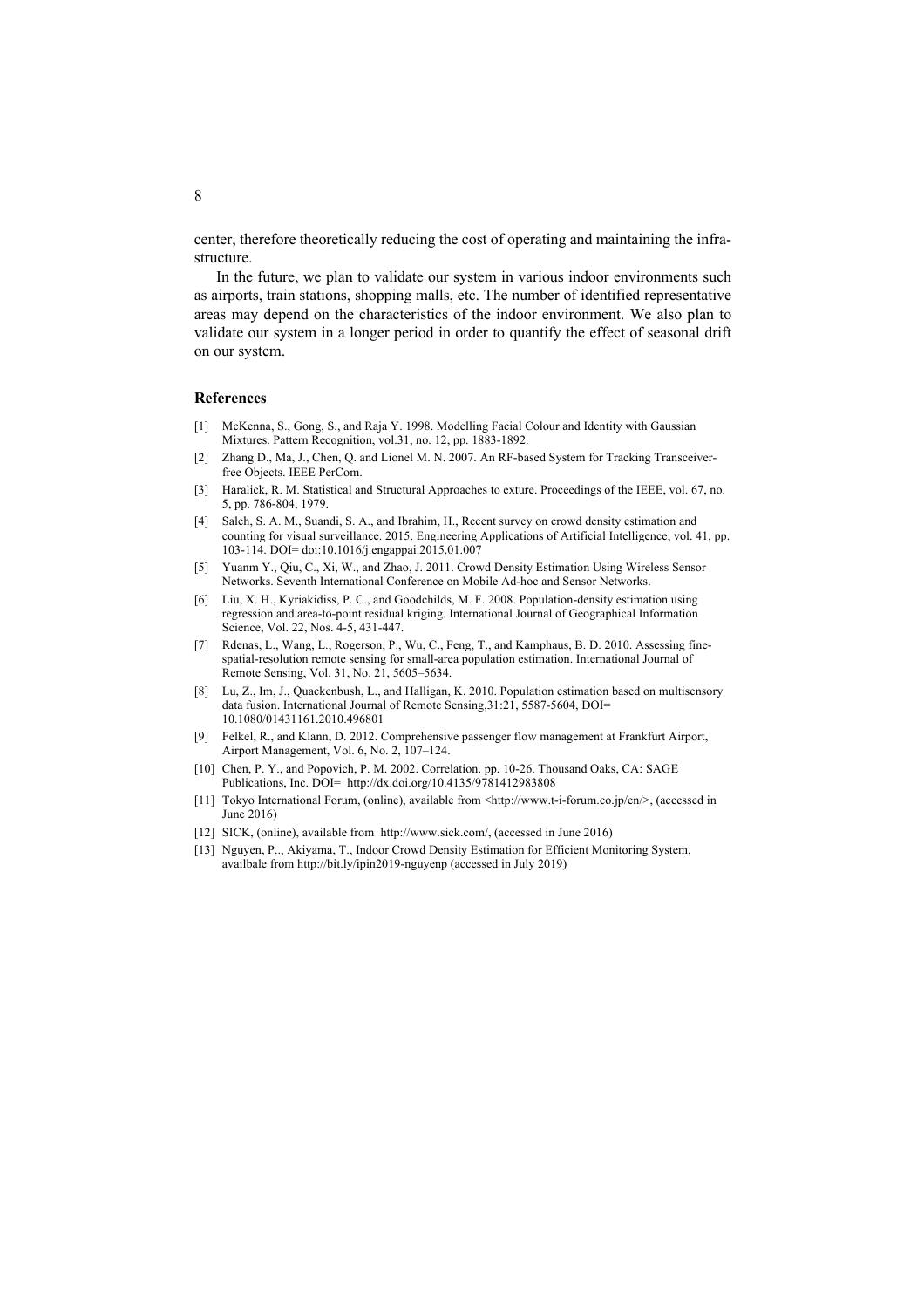center, therefore theoretically reducing the cost of operating and maintaining the infrastructure.

In the future, we plan to validate our system in various indoor environments such as airports, train stations, shopping malls, etc. The number of identified representative areas may depend on the characteristics of the indoor environment. We also plan to validate our system in a longer period in order to quantify the effect of seasonal drift on our system.

## References

[1] McKenna, S., Gong, S., and Raja Y. 1998. Modelling Facial Colour and Identity with Gaussian Mixtures. Pattern Recognition, vol.31, no. 12, pp. 1883-1892.

[2] Zhang D., Ma, J., Chen, Q. and Lionel M. N. 2007. An RF-based System for Tracking Transceiver-free Objects. IEEE PerCom.

[3] Haralick, R. M. Statistical and Structural Approaches to exture. Proceedings of the IEEE, vol. 67, no. 5, pp. 786-804, 1979.

[4] Saleh, S. A. M., Suandi, S. A., and Ibrahim, H., Recent survey on crowd density estimation and counting for visual surveillance. 2015. Engineering Applications of Artificial Intelligence, vol. 41, pp. 103-114. DOI= doi:10.1016/j.engappai.2015.01.007

[5] Yuanm Y., Qiu, C., Xi, W., and Zhao, J. 2011. Crowd Density Estimation Using Wireless Sensor Networks. Seventh International Conference on Mobile Ad-hoc and Sensor Networks.

[6] Liu, X. H., Kyriakidiss, P. C., and Goodchilds, M. F. 2008. Population-density estimation using regression and area-to-point residual kriging. International Journal of Geographical Information Science, Vol. 22, Nos. 4-5, 431-447.

[7] Rdenas, L., Wang, L., Rogerson, P., Wu, C., Feng, T., and Kamphaus, B. D. 2010. Assessing fine-spatial-resolution remote sensing for small-area population estimation. International Journal of Remote Sensing, Vol. 31, No. 21, 5605–5634.

[8] Lu, Z., Im, J., Quackenbush, L., and Halligan, K. 2010. Population estimation based on multisensory data fusion. International Journal of Remote Sensing,31:21, 5587-5604, DOI= 10.1080/01431161.2010.496801

[9] Felkel, R., and Klann, D. 2012. Comprehensive passenger flow management at Frankfurt Airport, Airport Management, Vol. 6, No. 2, 107–124.

[10] Chen, P. Y., and Popovich, P. M. 2002. Correlation. pp. 10-26. Thousand Oaks, CA: SAGE Publications, Inc. DOI= http://dx.doi.org/10.4135/9781412983808

[11] Tokyo International Forum, (online), available from <http://www.t-i-forum.co.jp/en/>, (accessed in June 2016)

[12] SICK, (online), available from http://www.sick.com/, (accessed in June 2016)

[13] Nguyen, P.., Akiyama, T., Indoor Crowd Density Estimation for Efficient Monitoring System, availbale from http://bit.ly/ipin2019-nguyenp (accessed in July 2019)